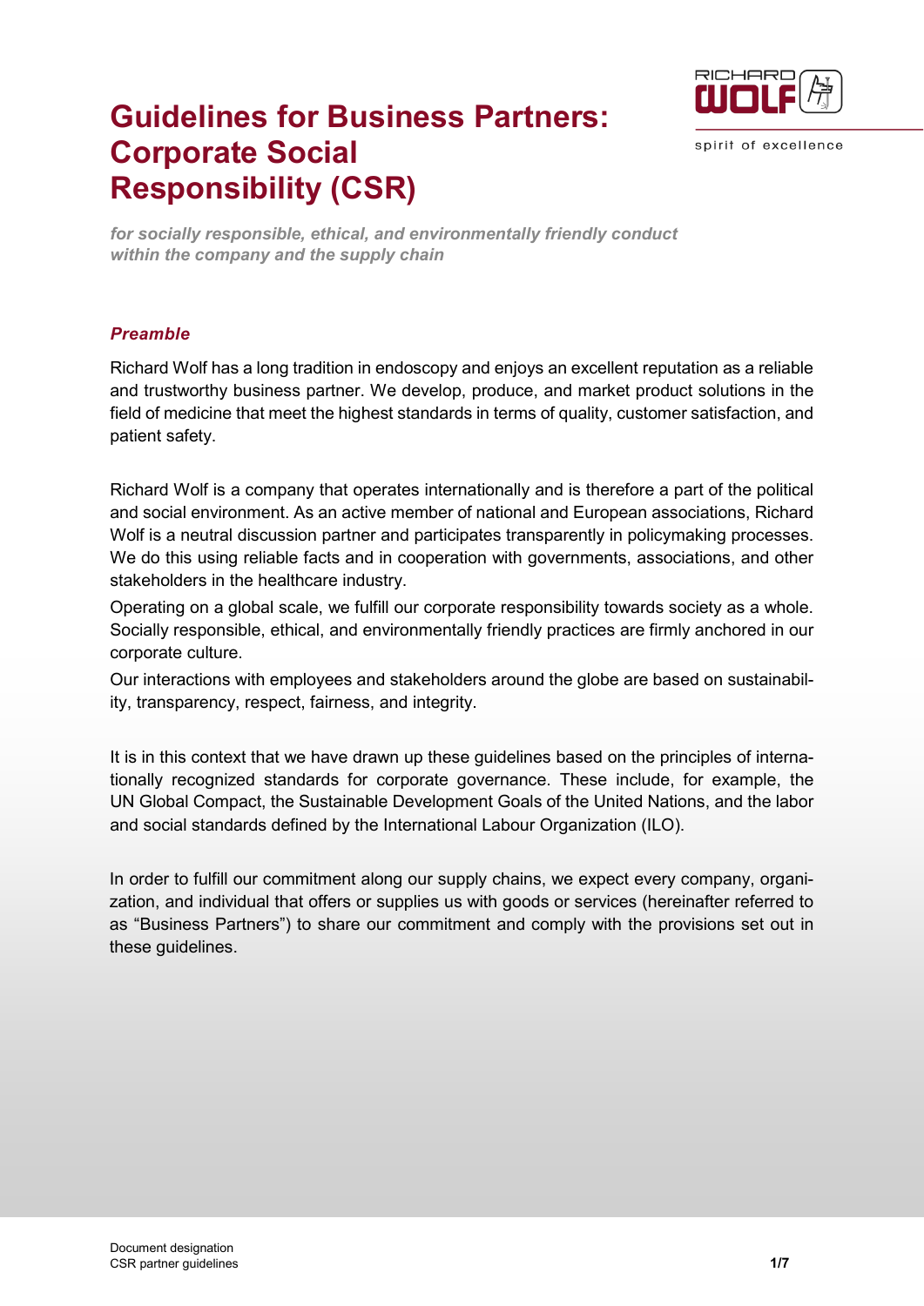# Guidelines for Business Partners: Corporate Social Responsibility (CSR)

***for socially responsible, ethical, and environmentally friendly conduct within the company and the supply chain***

### *Preamble*

Richard Wolf has a long tradition in endoscopy and enjoys an excellent reputation as a reliable and trustworthy business partner. We develop, produce, and market product solutions in the field of medicine that meet the highest standards in terms of quality, customer satisfaction, and patient safety.

Richard Wolf is a company that operates internationally and is therefore a part of the political and social environment. As an active member of national and European associations, Richard Wolf is a neutral discussion partner and participates transparently in policymaking processes. We do this using reliable facts and in cooperation with governments, associations, and other stakeholders in the healthcare industry.

Operating on a global scale, we fulfill our corporate responsibility towards society as a whole. Socially responsible, ethical, and environmentally friendly practices are firmly anchored in our corporate culture.

Our interactions with employees and stakeholders around the globe are based on sustainability, transparency, respect, fairness, and integrity.

It is in this context that we have drawn up these guidelines based on the principles of internationally recognized standards for corporate governance. These include, for example, the UN Global Compact, the Sustainable Development Goals of the United Nations, and the labor and social standards defined by the International Labour Organization (ILO).

In order to fulfill our commitment along our supply chains, we expect every company, organization, and individual that offers or supplies us with goods or services (hereinafter referred to as "Business Partners") to share our commitment and comply with the provisions set out in these guidelines.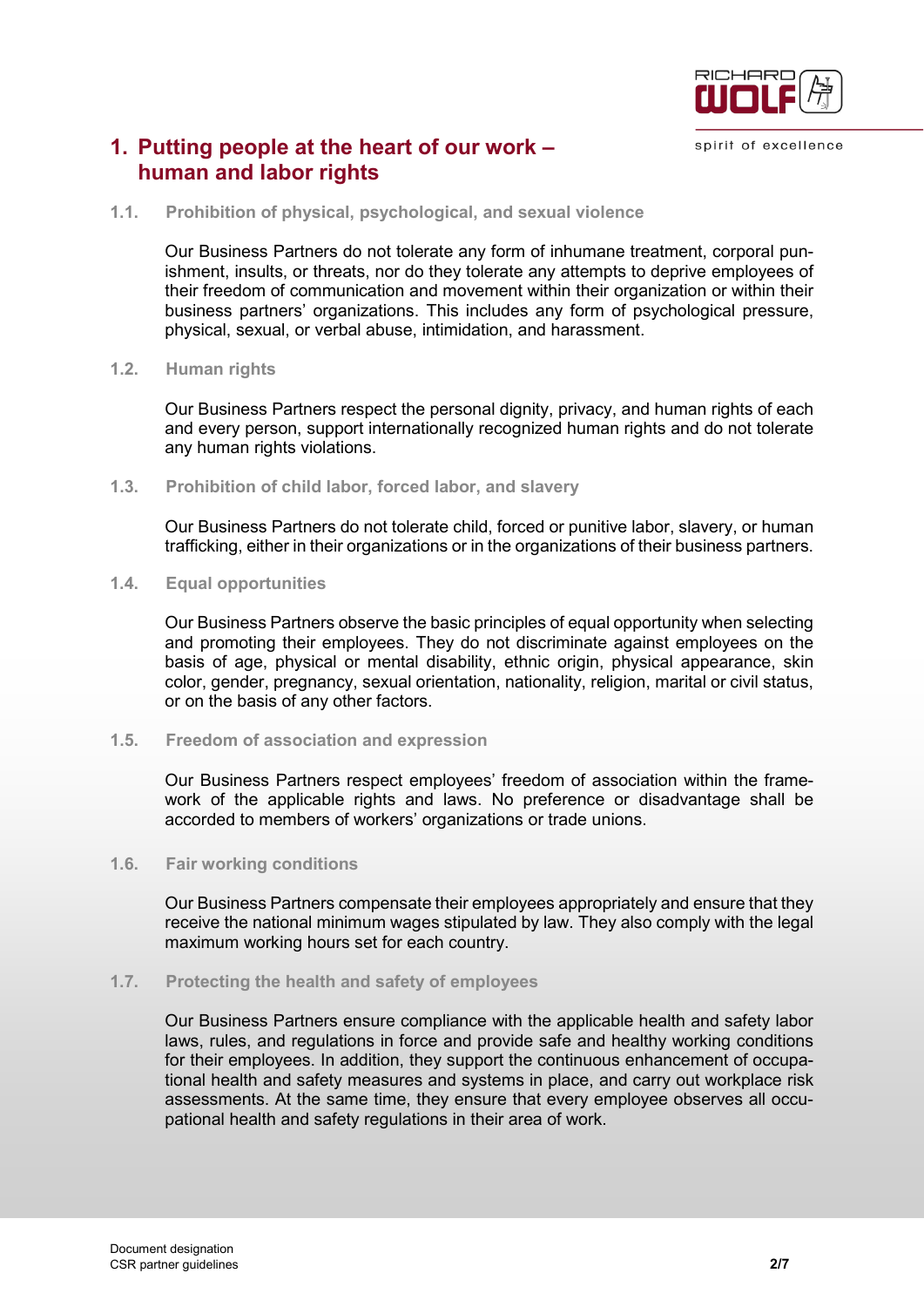# 1. Putting people at the heart of our work – human and labor rights

## 1.1. Prohibition of physical, psychological, and sexual violence

Our Business Partners do not tolerate any form of inhumane treatment, corporal punishment, insults, or threats, nor do they tolerate any attempts to deprive employees of their freedom of communication and movement within their organization or within their business partners' organizations. This includes any form of psychological pressure, physical, sexual, or verbal abuse, intimidation, and harassment.

## 1.2. Human rights

Our Business Partners respect the personal dignity, privacy, and human rights of each and every person, support internationally recognized human rights and do not tolerate any human rights violations.

## 1.3. Prohibition of child labor, forced labor, and slavery

Our Business Partners do not tolerate child, forced or punitive labor, slavery, or human trafficking, either in their organizations or in the organizations of their business partners.

## 1.4. Equal opportunities

Our Business Partners observe the basic principles of equal opportunity when selecting and promoting their employees. They do not discriminate against employees on the basis of age, physical or mental disability, ethnic origin, physical appearance, skin color, gender, pregnancy, sexual orientation, nationality, religion, marital or civil status, or on the basis of any other factors.

## 1.5. Freedom of association and expression

Our Business Partners respect employees' freedom of association within the framework of the applicable rights and laws. No preference or disadvantage shall be accorded to members of workers' organizations or trade unions.

## 1.6. Fair working conditions

Our Business Partners compensate their employees appropriately and ensure that they receive the national minimum wages stipulated by law. They also comply with the legal maximum working hours set for each country.

## 1.7. Protecting the health and safety of employees

Our Business Partners ensure compliance with the applicable health and safety labor laws, rules, and regulations in force and provide safe and healthy working conditions for their employees. In addition, they support the continuous enhancement of occupational health and safety measures and systems in place, and carry out workplace risk assessments. At the same time, they ensure that every employee observes all occupational health and safety regulations in their area of work.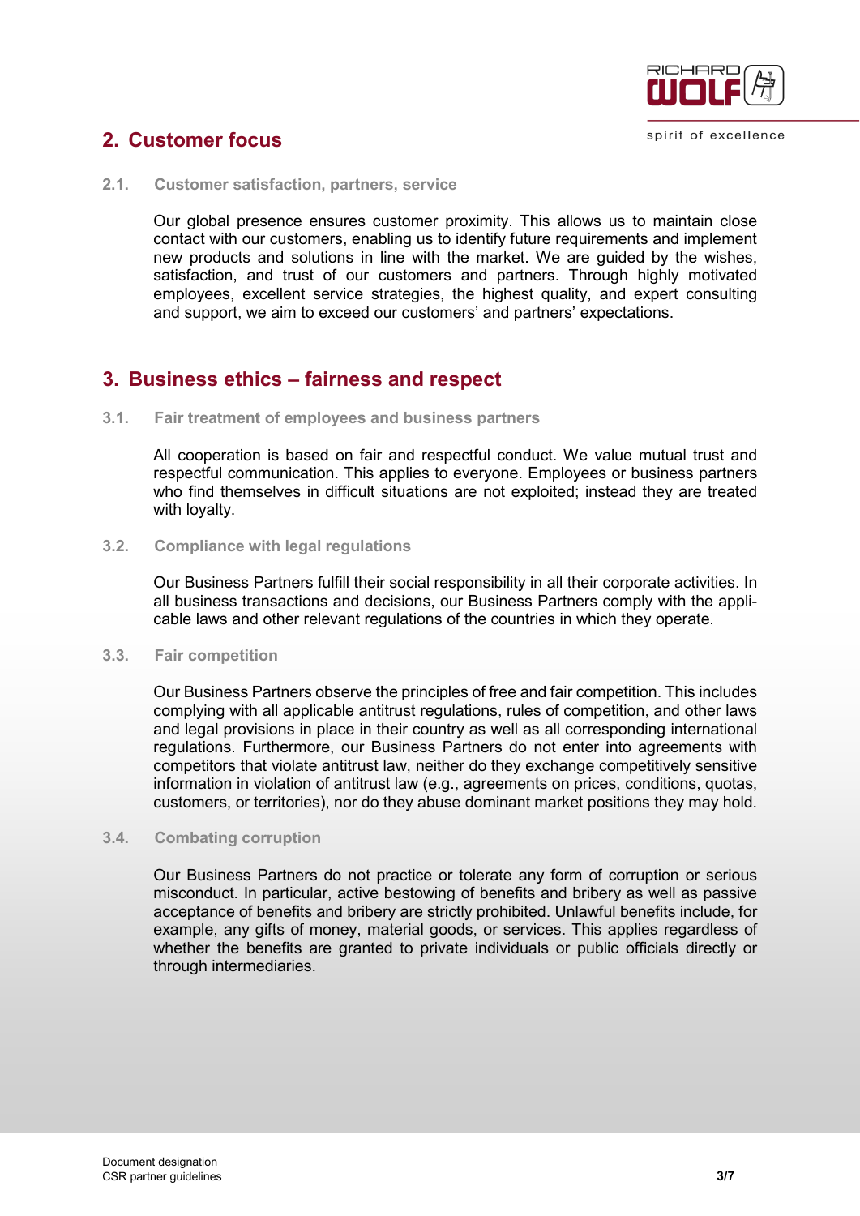## 2. Customer focus

### 2.1. Customer satisfaction, partners, service

Our global presence ensures customer proximity. This allows us to maintain close contact with our customers, enabling us to identify future requirements and implement new products and solutions in line with the market. We are guided by the wishes, satisfaction, and trust of our customers and partners. Through highly motivated employees, excellent service strategies, the highest quality, and expert consulting and support, we aim to exceed our customers' and partners' expectations.

## 3. Business ethics – fairness and respect

### 3.1. Fair treatment of employees and business partners

All cooperation is based on fair and respectful conduct. We value mutual trust and respectful communication. This applies to everyone. Employees or business partners who find themselves in difficult situations are not exploited; instead they are treated with loyalty.

### 3.2. Compliance with legal regulations

Our Business Partners fulfill their social responsibility in all their corporate activities. In all business transactions and decisions, our Business Partners comply with the applicable laws and other relevant regulations of the countries in which they operate.

### 3.3. Fair competition

Our Business Partners observe the principles of free and fair competition. This includes complying with all applicable antitrust regulations, rules of competition, and other laws and legal provisions in place in their country as well as all corresponding international regulations. Furthermore, our Business Partners do not enter into agreements with competitors that violate antitrust law, neither do they exchange competitively sensitive information in violation of antitrust law (e.g., agreements on prices, conditions, quotas, customers, or territories), nor do they abuse dominant market positions they may hold.

### 3.4. Combating corruption

Our Business Partners do not practice or tolerate any form of corruption or serious misconduct. In particular, active bestowing of benefits and bribery as well as passive acceptance of benefits and bribery are strictly prohibited. Unlawful benefits include, for example, any gifts of money, material goods, or services. This applies regardless of whether the benefits are granted to private individuals or public officials directly or through intermediaries.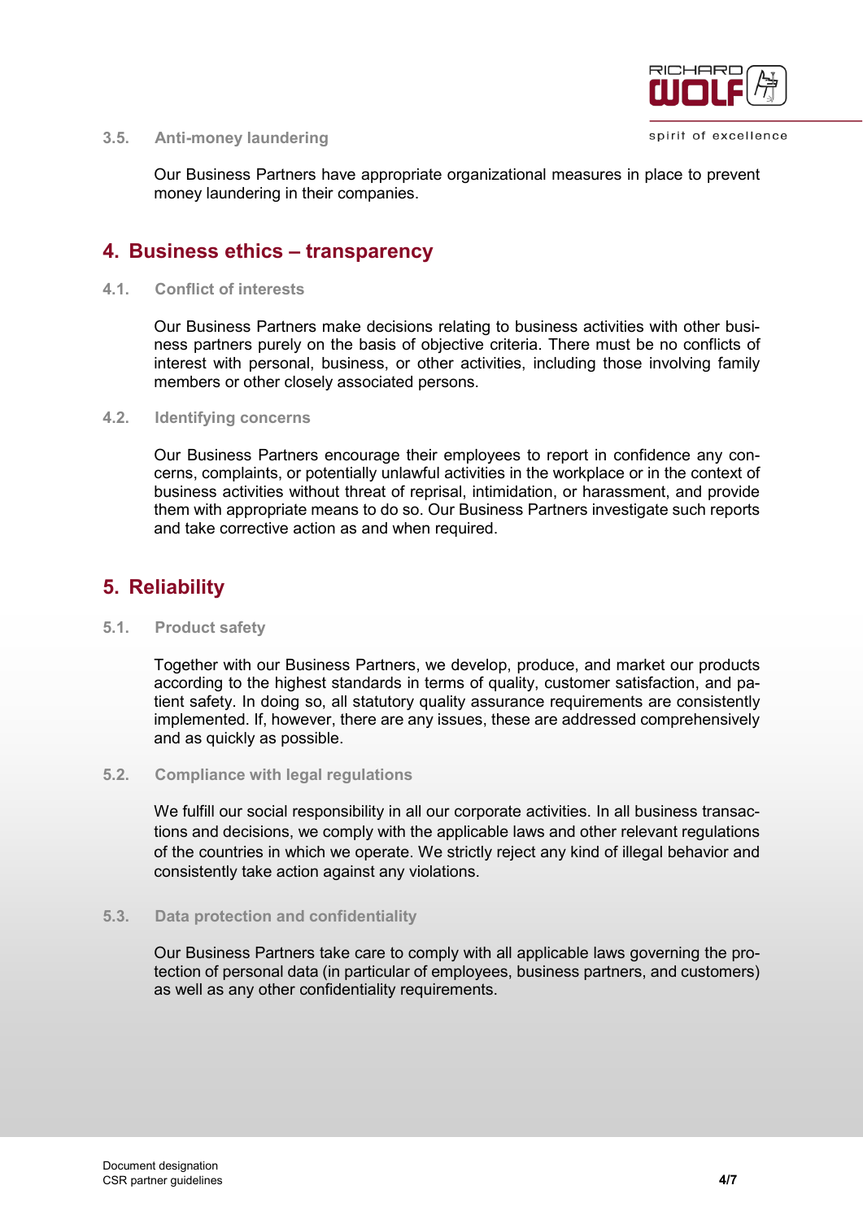### 3.5. Anti-money laundering

Our Business Partners have appropriate organizational measures in place to prevent money laundering in their companies.

## 4. Business ethics – transparency

### 4.1. Conflict of interests

Our Business Partners make decisions relating to business activities with other business partners purely on the basis of objective criteria. There must be no conflicts of interest with personal, business, or other activities, including those involving family members or other closely associated persons.

### 4.2. Identifying concerns

Our Business Partners encourage their employees to report in confidence any concerns, complaints, or potentially unlawful activities in the workplace or in the context of business activities without threat of reprisal, intimidation, or harassment, and provide them with appropriate means to do so. Our Business Partners investigate such reports and take corrective action as and when required.

## 5. Reliability

### 5.1. Product safety

Together with our Business Partners, we develop, produce, and market our products according to the highest standards in terms of quality, customer satisfaction, and patient safety. In doing so, all statutory quality assurance requirements are consistently implemented. If, however, there are any issues, these are addressed comprehensively and as quickly as possible.

### 5.2. Compliance with legal regulations

We fulfill our social responsibility in all our corporate activities. In all business transactions and decisions, we comply with the applicable laws and other relevant regulations of the countries in which we operate. We strictly reject any kind of illegal behavior and consistently take action against any violations.

### 5.3. Data protection and confidentiality

Our Business Partners take care to comply with all applicable laws governing the protection of personal data (in particular of employees, business partners, and customers) as well as any other confidentiality requirements.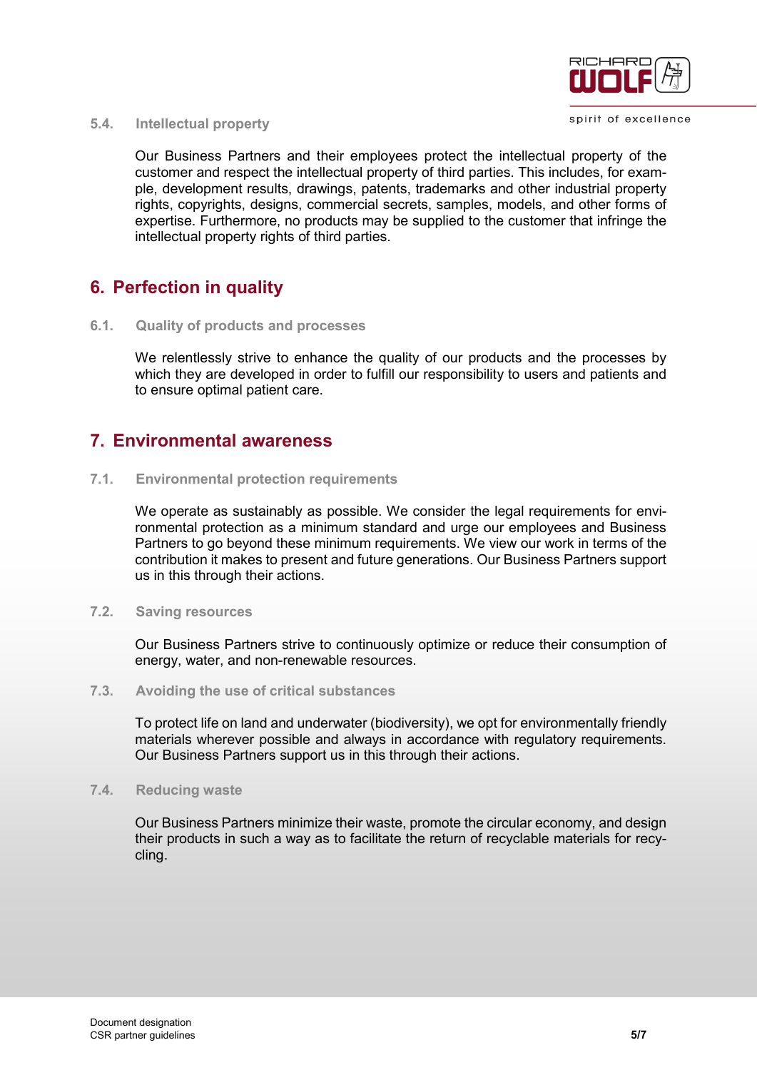### 5.4. Intellectual property

Our Business Partners and their employees protect the intellectual property of the customer and respect the intellectual property of third parties. This includes, for example, development results, drawings, patents, trademarks and other industrial property rights, copyrights, designs, commercial secrets, samples, models, and other forms of expertise. Furthermore, no products may be supplied to the customer that infringe the intellectual property rights of third parties.

## 6. Perfection in quality

### 6.1. Quality of products and processes

We relentlessly strive to enhance the quality of our products and the processes by which they are developed in order to fulfill our responsibility to users and patients and to ensure optimal patient care.

## 7. Environmental awareness

### 7.1. Environmental protection requirements

We operate as sustainably as possible. We consider the legal requirements for environmental protection as a minimum standard and urge our employees and Business Partners to go beyond these minimum requirements. We view our work in terms of the contribution it makes to present and future generations. Our Business Partners support us in this through their actions.

### 7.2. Saving resources

Our Business Partners strive to continuously optimize or reduce their consumption of energy, water, and non-renewable resources.

### 7.3. Avoiding the use of critical substances

To protect life on land and underwater (biodiversity), we opt for environmentally friendly materials wherever possible and always in accordance with regulatory requirements. Our Business Partners support us in this through their actions.

### 7.4. Reducing waste

Our Business Partners minimize their waste, promote the circular economy, and design their products in such a way as to facilitate the return of recyclable materials for recycling.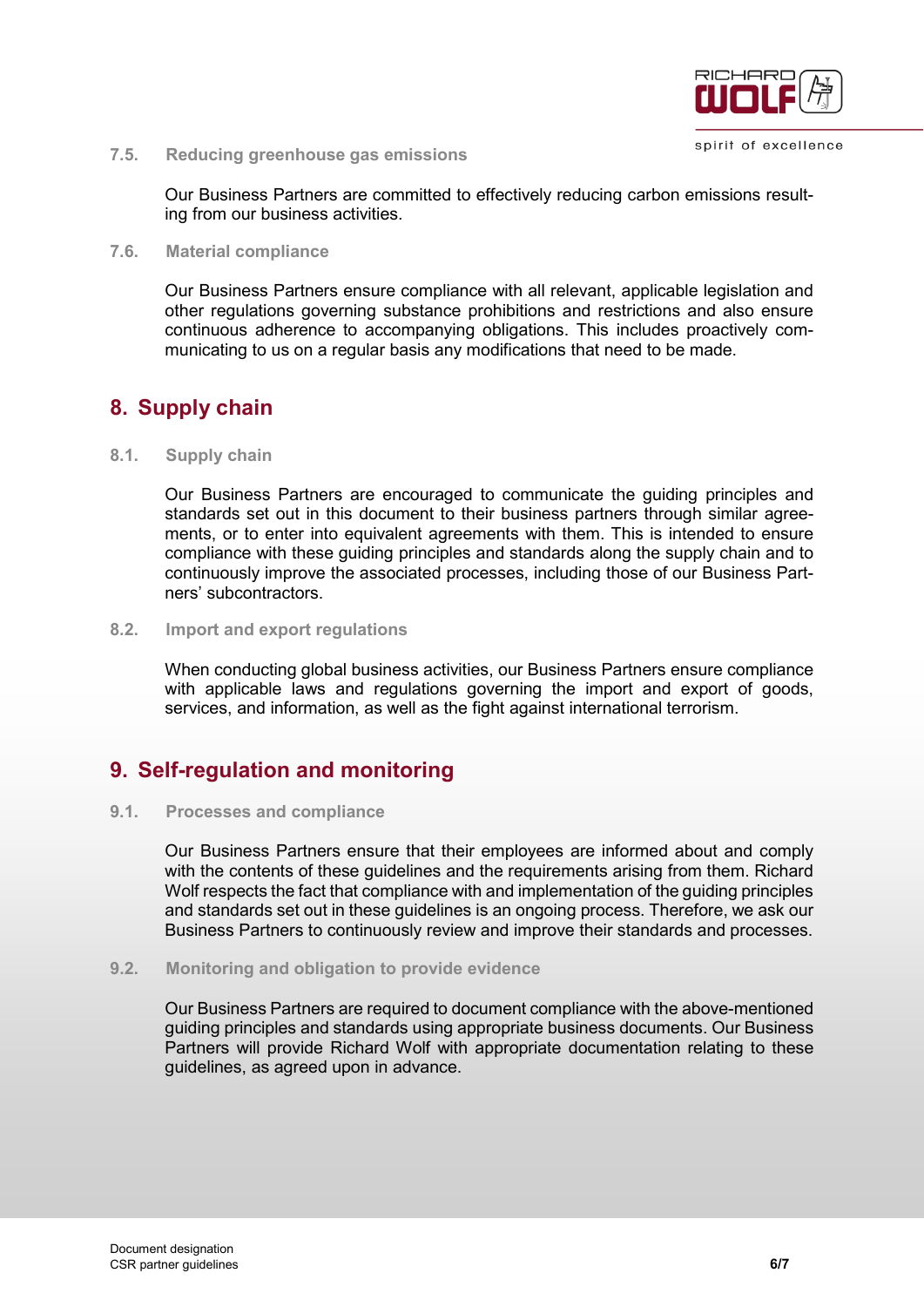### 7.5. Reducing greenhouse gas emissions

Our Business Partners are committed to effectively reducing carbon emissions resulting from our business activities.

### 7.6. Material compliance

Our Business Partners ensure compliance with all relevant, applicable legislation and other regulations governing substance prohibitions and restrictions and also ensure continuous adherence to accompanying obligations. This includes proactively communicating to us on a regular basis any modifications that need to be made.

## 8. Supply chain

### 8.1. Supply chain

Our Business Partners are encouraged to communicate the guiding principles and standards set out in this document to their business partners through similar agreements, or to enter into equivalent agreements with them. This is intended to ensure compliance with these guiding principles and standards along the supply chain and to continuously improve the associated processes, including those of our Business Partners' subcontractors.

### 8.2. Import and export regulations

When conducting global business activities, our Business Partners ensure compliance with applicable laws and regulations governing the import and export of goods, services, and information, as well as the fight against international terrorism.

## 9. Self-regulation and monitoring

### 9.1. Processes and compliance

Our Business Partners ensure that their employees are informed about and comply with the contents of these guidelines and the requirements arising from them. Richard Wolf respects the fact that compliance with and implementation of the guiding principles and standards set out in these guidelines is an ongoing process. Therefore, we ask our Business Partners to continuously review and improve their standards and processes.

### 9.2. Monitoring and obligation to provide evidence

Our Business Partners are required to document compliance with the above-mentioned guiding principles and standards using appropriate business documents. Our Business Partners will provide Richard Wolf with appropriate documentation relating to these guidelines, as agreed upon in advance.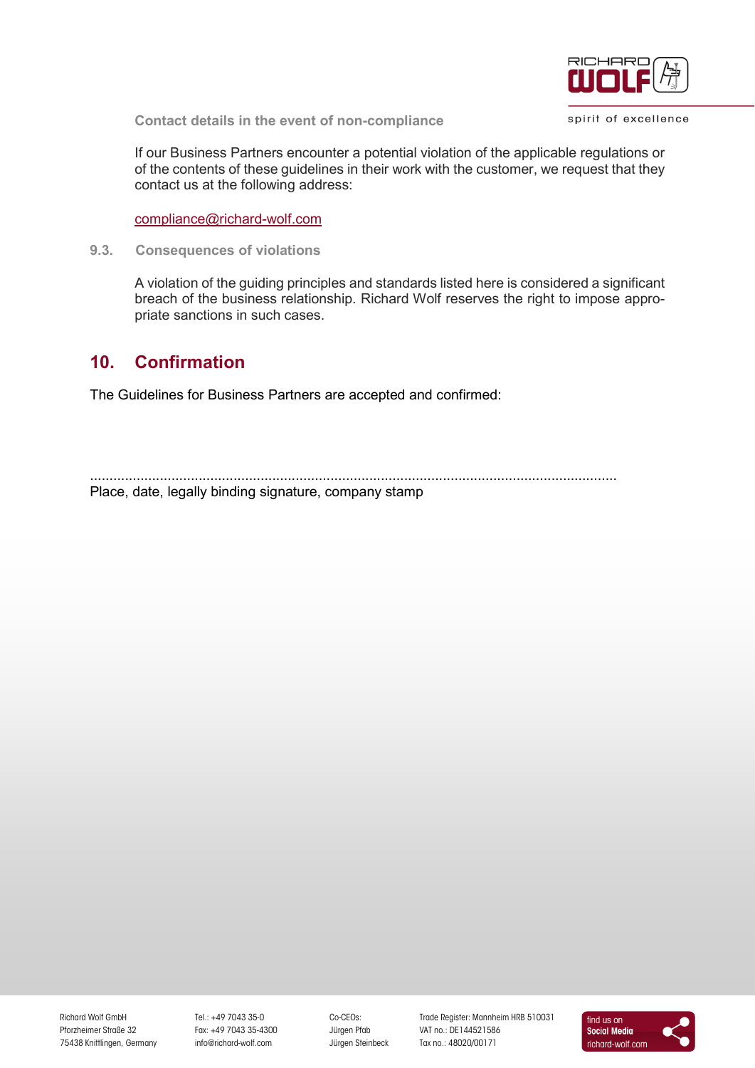### Contact details in the event of non-compliance

If our Business Partners encounter a potential violation of the applicable regulations or of the contents of these guidelines in their work with the customer, we request that they contact us at the following address:

compliance@richard-wolf.com

### 9.3. Consequences of violations

A violation of the guiding principles and standards listed here is considered a significant breach of the business relationship. Richard Wolf reserves the right to impose appropriate sanctions in such cases.

## 10. Confirmation

The Guidelines for Business Partners are accepted and confirmed:

.......................................................................................................................................

Place, date, legally binding signature, company stamp